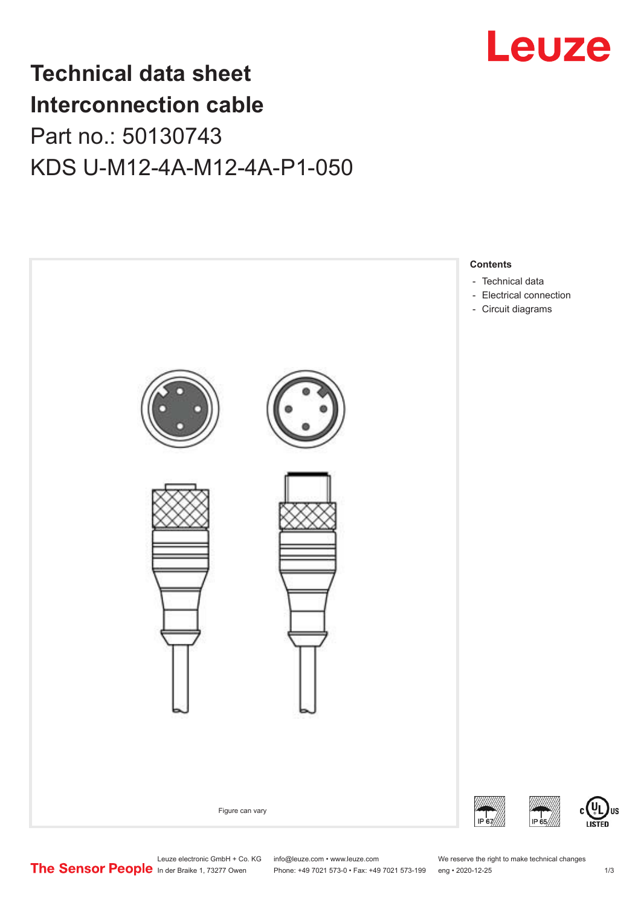# Technical data sheet
# Interconnection cable

## Part no.: 50130743

## KDS U-M12-4A-M12-4A-P1-050

Figure can vary

**Contents**

- Technical data
- Electrical connection
- Circuit diagrams

IP 67 IP 65

Leuze electronic GmbH + Co. KG
In der Braike 1, 73277 Owen

info@leuze.com • www.leuze.com
Phone: +49 7021 573-0 • Fax: +49 7021 573-199

We reserve the right to make technical changes
eng • 2020-12-25

The Sensor People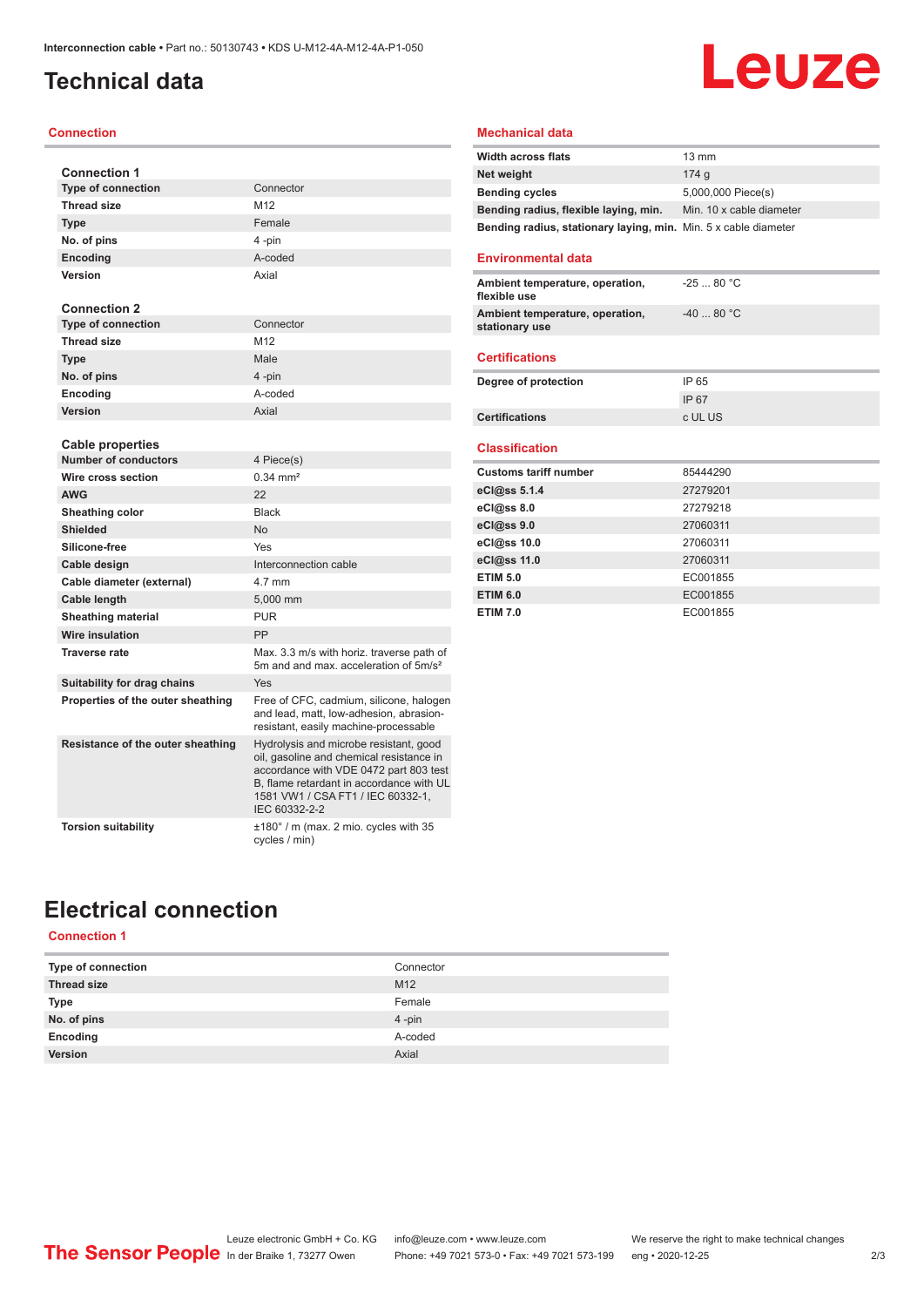# Technical data

## Connection

**Connection 1**

| | |
|---|---|
| **Type of connection** | Connector |
| **Thread size** | M12 |
| **Type** | Female |
| **No. of pins** | 4 -pin |
| **Encoding** | A-coded |
| **Version** | Axial |

**Connection 2**

| | |
|---|---|
| **Type of connection** | Connector |
| **Thread size** | M12 |
| **Type** | Male |
| **No. of pins** | 4 -pin |
| **Encoding** | A-coded |
| **Version** | Axial |

**Cable properties**

| | |
|---|---|
| **Number of conductors** | 4 Piece(s) |
| **Wire cross section** | 0.34 mm² |
| **AWG** | 22 |
| **Sheathing color** | Black |
| **Shielded** | No |
| **Silicone-free** | Yes |
| **Cable design** | Interconnection cable |
| **Cable diameter (external)** | 4.7 mm |
| **Cable length** | 5,000 mm |
| **Sheathing material** | PUR |
| **Wire insulation** | PP |
| **Traverse rate** | Max. 3.3 m/s with horiz. traverse path of 5m and and max. acceleration of 5m/s² |
| **Suitability for drag chains** | Yes |
| **Properties of the outer sheathing** | Free of CFC, cadmium, silicone, halogen and lead, matt, low-adhesion, abrasion-resistant, easily machine-processable |
| **Resistance of the outer sheathing** | Hydrolysis and microbe resistant, good oil, gasoline and chemical resistance in accordance with VDE 0472 part 803 test B, flame retardant in accordance with UL 1581 VW1 / CSA FT1 / IEC 60332-1, IEC 60332-2-2 |
| **Torsion suitability** | ±180° / m (max. 2 mio. cycles with 35 cycles / min) |

## Mechanical data

| | |
|---|---|
| **Width across flats** | 13 mm |
| **Net weight** | 174 g |
| **Bending cycles** | 5,000,000 Piece(s) |
| **Bending radius, flexible laying, min.** | Min. 10 x cable diameter |
| **Bending radius, stationary laying, min.** | Min. 5 x cable diameter |

## Environmental data

| | |
|---|---|
| **Ambient temperature, operation, flexible use** | -25 ... 80 °C |
| **Ambient temperature, operation, stationary use** | -40 ... 80 °C |

## Certifications

| | |
|---|---|
| **Degree of protection** | IP 65 |
| | IP 67 |
| **Certifications** | c UL US |

## Classification

| | |
|---|---|
| **Customs tariff number** | 85444290 |
| **eCl@ss 5.1.4** | 27279201 |
| **eCl@ss 8.0** | 27279218 |
| **eCl@ss 9.0** | 27060311 |
| **eCl@ss 10.0** | 27060311 |
| **eCl@ss 11.0** | 27060311 |
| **ETIM 5.0** | EC001855 |
| **ETIM 6.0** | EC001855 |
| **ETIM 7.0** | EC001855 |

# Electrical connection

## Connection 1

| | |
|---|---|
| **Type of connection** | Connector |
| **Thread size** | M12 |
| **Type** | Female |
| **No. of pins** | 4 -pin |
| **Encoding** | A-coded |
| **Version** | Axial |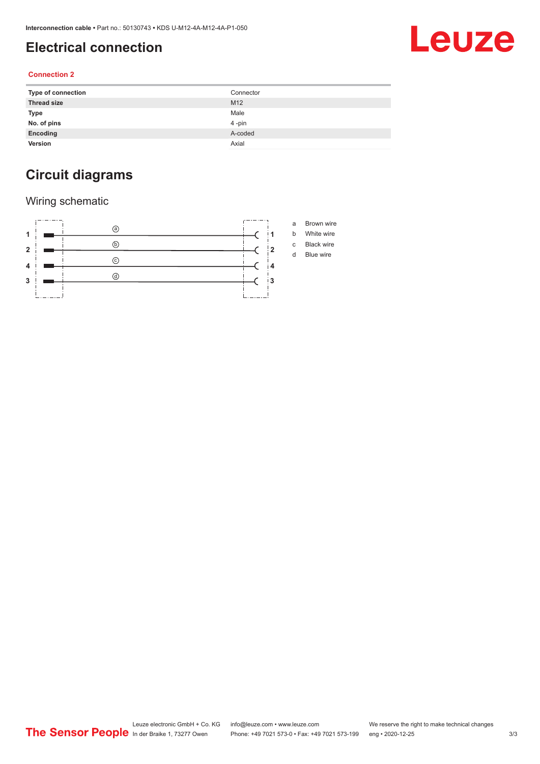# Electrical connection

Leuze

**Connection 2**

| | |
|---|---|
| **Type of connection** | Connector |
| **Thread size** | M12 |
| **Type** | Male |
| **No. of pins** | 4 -pin |
| **Encoding** | A-coded |
| **Version** | Axial |

# Circuit diagrams

## Wiring schematic

1
2
4
3

a
b
c
d

1
2
4
3

a Brown wire
b White wire
c Black wire
d Blue wire